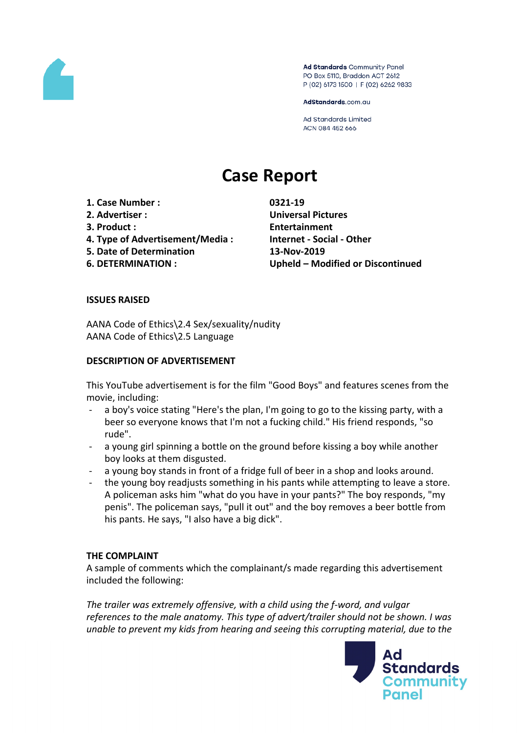Ad Standards Community Panel
PO Box 5110, Braddon ACT 2612
P (02) 6173 1500 | F (02) 6262 9833

AdStandards.com.au

Ad Standards Limited
ACN 084 452 666

# Case Report

| | |
|---|---|
| **1. Case Number :** | **0321-19** |
| **2. Advertiser :** | **Universal Pictures** |
| **3. Product :** | **Entertainment** |
| **4. Type of Advertisement/Media :** | **Internet - Social - Other** |
| **5. Date of Determination** | **13-Nov-2019** |
| **6. DETERMINATION :** | **Upheld – Modified or Discontinued** |

**ISSUES RAISED**

AANA Code of Ethics\2.4 Sex/sexuality/nudity
AANA Code of Ethics\2.5 Language

**DESCRIPTION OF ADVERTISEMENT**

This YouTube advertisement is for the film "Good Boys" and features scenes from the movie, including:

- a boy's voice stating "Here's the plan, I'm going to go to the kissing party, with a beer so everyone knows that I'm not a fucking child." His friend responds, "so rude".
- a young girl spinning a bottle on the ground before kissing a boy while another boy looks at them disgusted.
- a young boy stands in front of a fridge full of beer in a shop and looks around.
- the young boy readjusts something in his pants while attempting to leave a store. A policeman asks him "what do you have in your pants?" The boy responds, "my penis". The policeman says, "pull it out" and the boy removes a beer bottle from his pants. He says, "I also have a big dick".

**THE COMPLAINT**

A sample of comments which the complainant/s made regarding this advertisement included the following:

*The trailer was extremely offensive, with a child using the f-word, and vulgar references to the male anatomy. This type of advert/trailer should not be shown. I was unable to prevent my kids from hearing and seeing this corrupting material, due to the*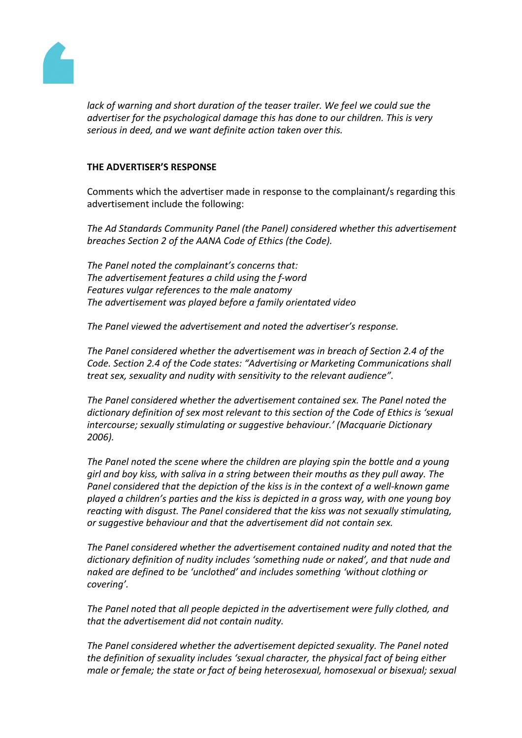*lack of warning and short duration of the teaser trailer. We feel we could sue the advertiser for the psychological damage this has done to our children. This is very serious in deed, and we want definite action taken over this.*

**THE ADVERTISER'S RESPONSE**

Comments which the advertiser made in response to the complainant/s regarding this advertisement include the following:

*The Ad Standards Community Panel (the Panel) considered whether this advertisement breaches Section 2 of the AANA Code of Ethics (the Code).*

*The Panel noted the complainant's concerns that:*
*The advertisement features a child using the f-word*
*Features vulgar references to the male anatomy*
*The advertisement was played before a family orientated video*

*The Panel viewed the advertisement and noted the advertiser's response.*

*The Panel considered whether the advertisement was in breach of Section 2.4 of the Code. Section 2.4 of the Code states: "Advertising or Marketing Communications shall treat sex, sexuality and nudity with sensitivity to the relevant audience".*

*The Panel considered whether the advertisement contained sex. The Panel noted the dictionary definition of sex most relevant to this section of the Code of Ethics is 'sexual intercourse; sexually stimulating or suggestive behaviour.' (Macquarie Dictionary 2006).*

*The Panel noted the scene where the children are playing spin the bottle and a young girl and boy kiss, with saliva in a string between their mouths as they pull away. The Panel considered that the depiction of the kiss is in the context of a well-known game played a children's parties and the kiss is depicted in a gross way, with one young boy reacting with disgust. The Panel considered that the kiss was not sexually stimulating, or suggestive behaviour and that the advertisement did not contain sex.*

*The Panel considered whether the advertisement contained nudity and noted that the dictionary definition of nudity includes 'something nude or naked', and that nude and naked are defined to be 'unclothed' and includes something 'without clothing or covering'.*

*The Panel noted that all people depicted in the advertisement were fully clothed, and that the advertisement did not contain nudity.*

*The Panel considered whether the advertisement depicted sexuality. The Panel noted the definition of sexuality includes 'sexual character, the physical fact of being either male or female; the state or fact of being heterosexual, homosexual or bisexual; sexual*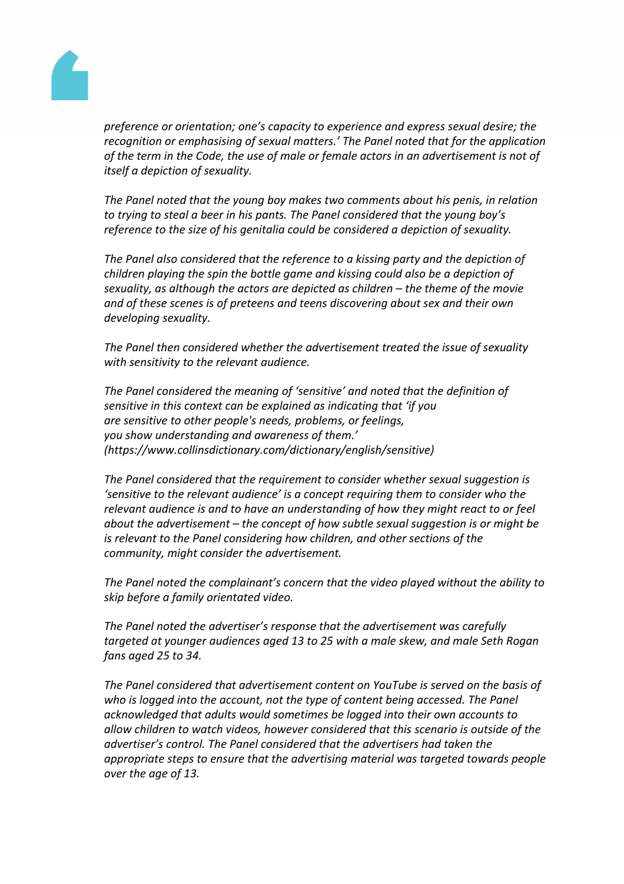*preference or orientation; one's capacity to experience and express sexual desire; the recognition or emphasising of sexual matters.' The Panel noted that for the application of the term in the Code, the use of male or female actors in an advertisement is not of itself a depiction of sexuality.*

*The Panel noted that the young boy makes two comments about his penis, in relation to trying to steal a beer in his pants. The Panel considered that the young boy's reference to the size of his genitalia could be considered a depiction of sexuality.*

*The Panel also considered that the reference to a kissing party and the depiction of children playing the spin the bottle game and kissing could also be a depiction of sexuality, as although the actors are depicted as children – the theme of the movie and of these scenes is of preteens and teens discovering about sex and their own developing sexuality.*

*The Panel then considered whether the advertisement treated the issue of sexuality with sensitivity to the relevant audience.*

*The Panel considered the meaning of 'sensitive' and noted that the definition of sensitive in this context can be explained as indicating that 'if you are sensitive to other people's needs, problems, or feelings, you show understanding and awareness of them.' (https://www.collinsdictionary.com/dictionary/english/sensitive)*

*The Panel considered that the requirement to consider whether sexual suggestion is 'sensitive to the relevant audience' is a concept requiring them to consider who the relevant audience is and to have an understanding of how they might react to or feel about the advertisement – the concept of how subtle sexual suggestion is or might be is relevant to the Panel considering how children, and other sections of the community, might consider the advertisement.*

*The Panel noted the complainant's concern that the video played without the ability to skip before a family orientated video.*

*The Panel noted the advertiser's response that the advertisement was carefully targeted at younger audiences aged 13 to 25 with a male skew, and male Seth Rogan fans aged 25 to 34.*

*The Panel considered that advertisement content on YouTube is served on the basis of who is logged into the account, not the type of content being accessed. The Panel acknowledged that adults would sometimes be logged into their own accounts to allow children to watch videos, however considered that this scenario is outside of the advertiser's control. The Panel considered that the advertisers had taken the appropriate steps to ensure that the advertising material was targeted towards people over the age of 13.*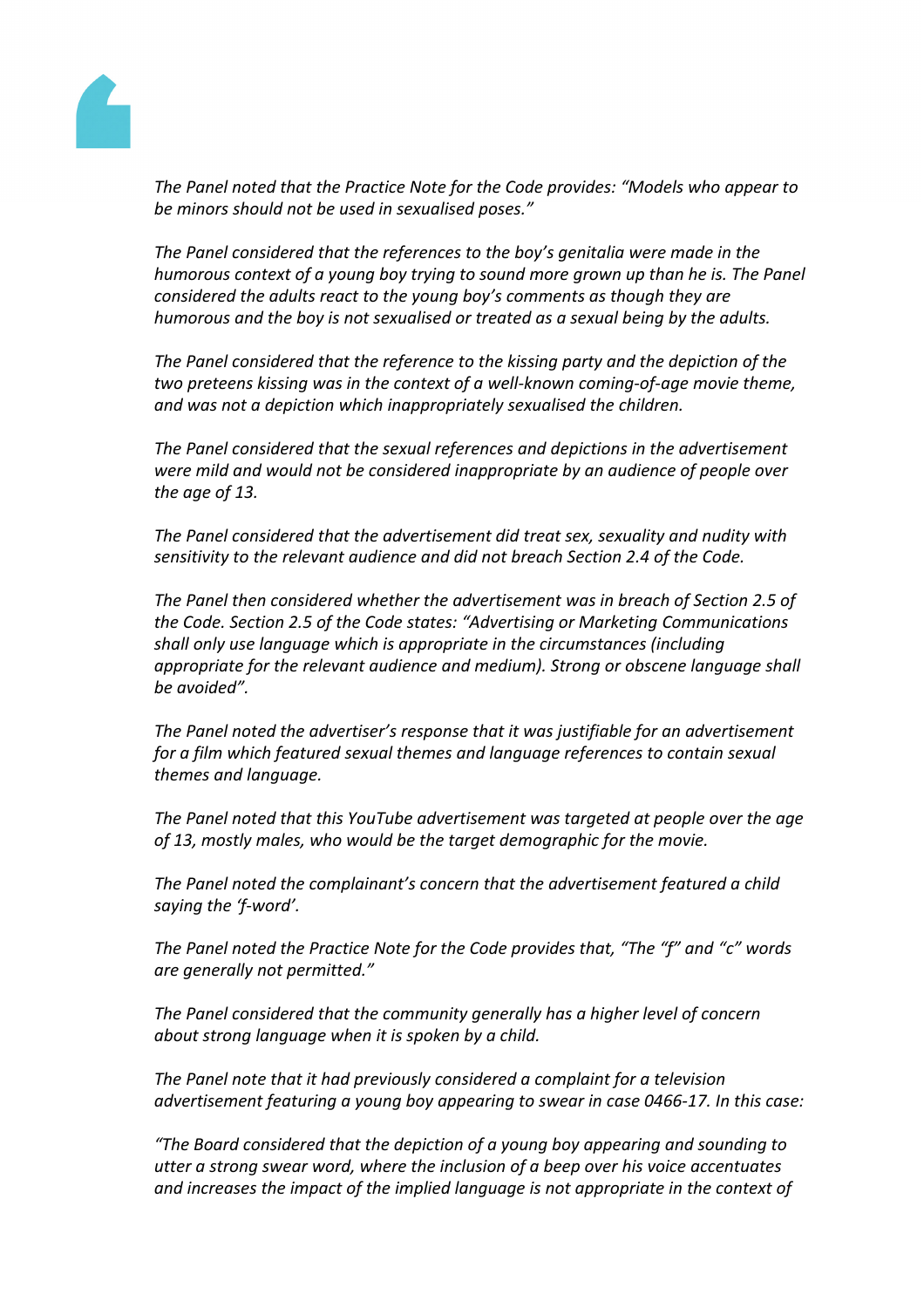*The Panel noted that the Practice Note for the Code provides: "Models who appear to be minors should not be used in sexualised poses."*

*The Panel considered that the references to the boy's genitalia were made in the humorous context of a young boy trying to sound more grown up than he is. The Panel considered the adults react to the young boy's comments as though they are humorous and the boy is not sexualised or treated as a sexual being by the adults.*

*The Panel considered that the reference to the kissing party and the depiction of the two preteens kissing was in the context of a well-known coming-of-age movie theme, and was not a depiction which inappropriately sexualised the children.*

*The Panel considered that the sexual references and depictions in the advertisement were mild and would not be considered inappropriate by an audience of people over the age of 13.*

*The Panel considered that the advertisement did treat sex, sexuality and nudity with sensitivity to the relevant audience and did not breach Section 2.4 of the Code.*

*The Panel then considered whether the advertisement was in breach of Section 2.5 of the Code. Section 2.5 of the Code states: "Advertising or Marketing Communications shall only use language which is appropriate in the circumstances (including appropriate for the relevant audience and medium). Strong or obscene language shall be avoided".*

*The Panel noted the advertiser's response that it was justifiable for an advertisement for a film which featured sexual themes and language references to contain sexual themes and language.*

*The Panel noted that this YouTube advertisement was targeted at people over the age of 13, mostly males, who would be the target demographic for the movie.*

*The Panel noted the complainant's concern that the advertisement featured a child saying the 'f-word'.*

*The Panel noted the Practice Note for the Code provides that, "The "f" and "c" words are generally not permitted."*

*The Panel considered that the community generally has a higher level of concern about strong language when it is spoken by a child.*

*The Panel note that it had previously considered a complaint for a television advertisement featuring a young boy appearing to swear in case 0466-17. In this case:*

*"The Board considered that the depiction of a young boy appearing and sounding to utter a strong swear word, where the inclusion of a beep over his voice accentuates and increases the impact of the implied language is not appropriate in the context of*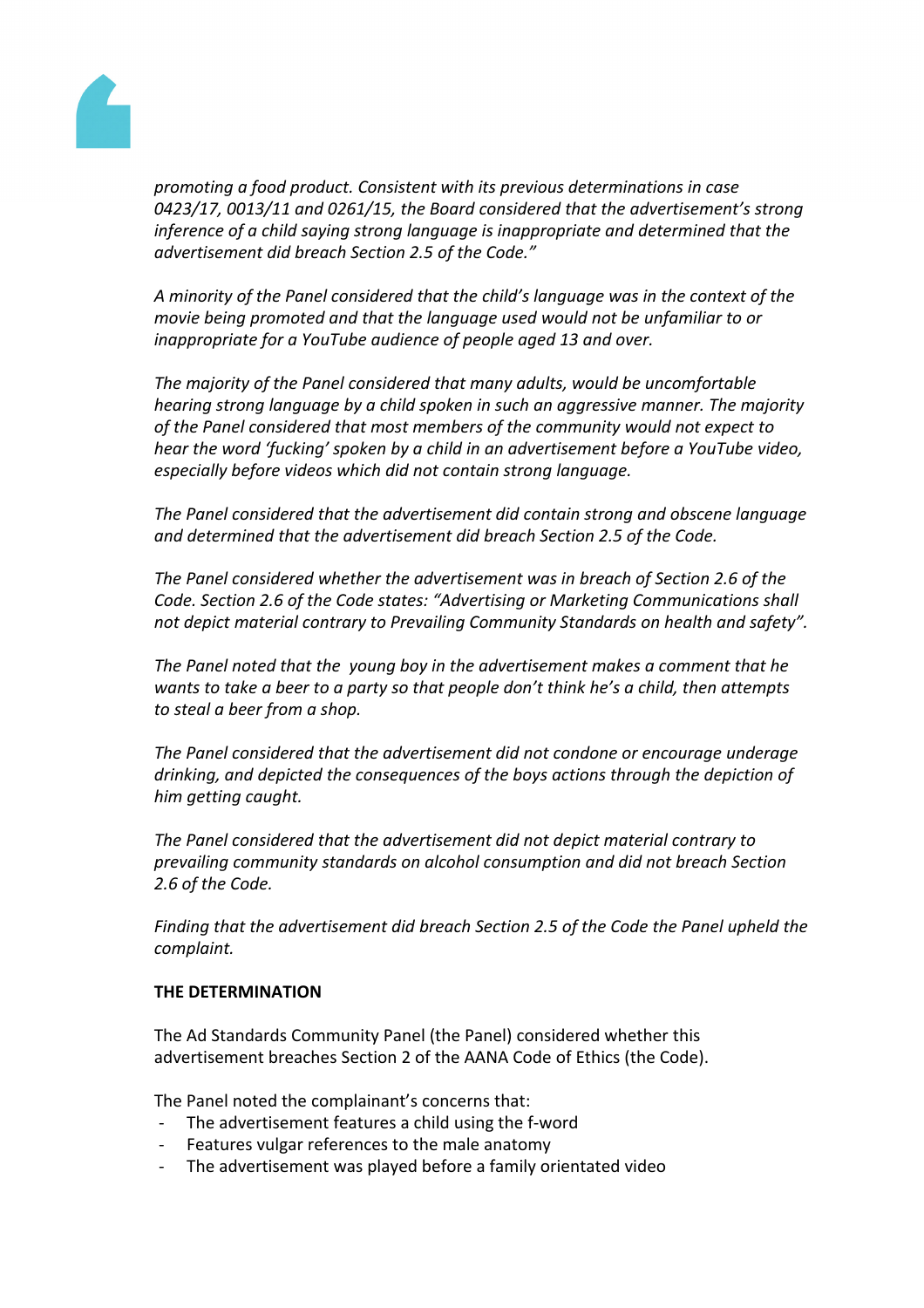*promoting a food product. Consistent with its previous determinations in case 0423/17, 0013/11 and 0261/15, the Board considered that the advertisement's strong inference of a child saying strong language is inappropriate and determined that the advertisement did breach Section 2.5 of the Code."*

*A minority of the Panel considered that the child's language was in the context of the movie being promoted and that the language used would not be unfamiliar to or inappropriate for a YouTube audience of people aged 13 and over.*

*The majority of the Panel considered that many adults, would be uncomfortable hearing strong language by a child spoken in such an aggressive manner. The majority of the Panel considered that most members of the community would not expect to hear the word 'fucking' spoken by a child in an advertisement before a YouTube video, especially before videos which did not contain strong language.*

*The Panel considered that the advertisement did contain strong and obscene language and determined that the advertisement did breach Section 2.5 of the Code.*

*The Panel considered whether the advertisement was in breach of Section 2.6 of the Code. Section 2.6 of the Code states: "Advertising or Marketing Communications shall not depict material contrary to Prevailing Community Standards on health and safety".*

*The Panel noted that the young boy in the advertisement makes a comment that he wants to take a beer to a party so that people don't think he's a child, then attempts to steal a beer from a shop.*

*The Panel considered that the advertisement did not condone or encourage underage drinking, and depicted the consequences of the boys actions through the depiction of him getting caught.*

*The Panel considered that the advertisement did not depict material contrary to prevailing community standards on alcohol consumption and did not breach Section 2.6 of the Code.*

*Finding that the advertisement did breach Section 2.5 of the Code the Panel upheld the complaint.*

**THE DETERMINATION**

The Ad Standards Community Panel (the Panel) considered whether this advertisement breaches Section 2 of the AANA Code of Ethics (the Code).

The Panel noted the complainant's concerns that:

- The advertisement features a child using the f-word
- Features vulgar references to the male anatomy
- The advertisement was played before a family orientated video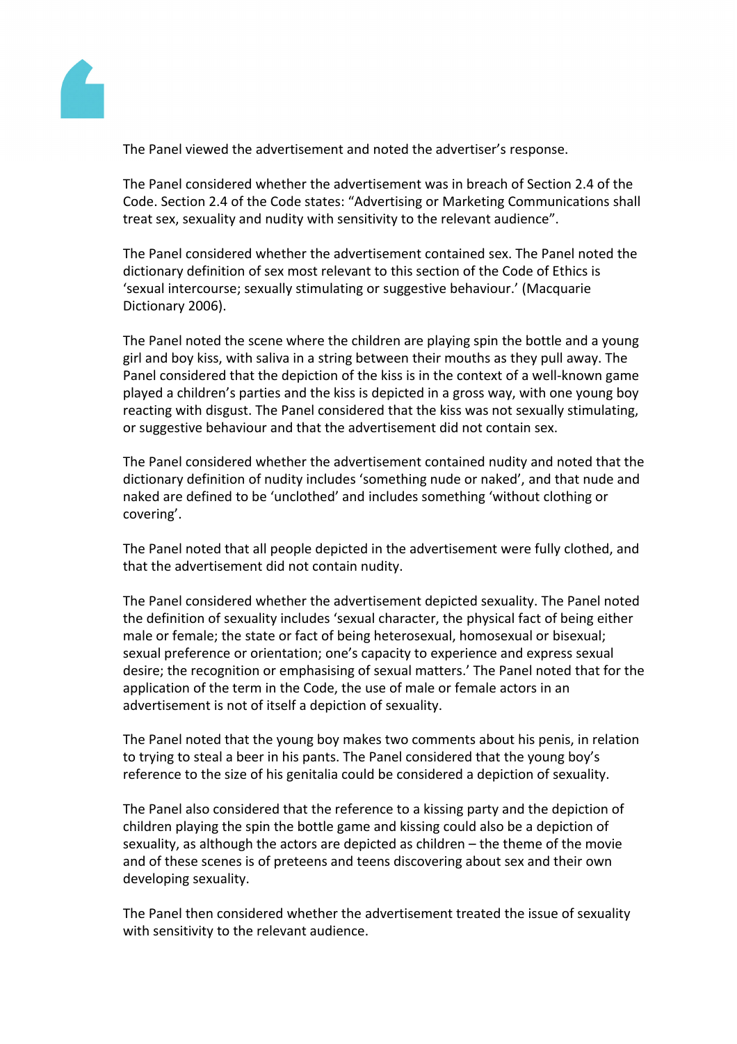The Panel viewed the advertisement and noted the advertiser's response.

The Panel considered whether the advertisement was in breach of Section 2.4 of the Code. Section 2.4 of the Code states: "Advertising or Marketing Communications shall treat sex, sexuality and nudity with sensitivity to the relevant audience".

The Panel considered whether the advertisement contained sex. The Panel noted the dictionary definition of sex most relevant to this section of the Code of Ethics is 'sexual intercourse; sexually stimulating or suggestive behaviour.' (Macquarie Dictionary 2006).

The Panel noted the scene where the children are playing spin the bottle and a young girl and boy kiss, with saliva in a string between their mouths as they pull away. The Panel considered that the depiction of the kiss is in the context of a well-known game played a children's parties and the kiss is depicted in a gross way, with one young boy reacting with disgust. The Panel considered that the kiss was not sexually stimulating, or suggestive behaviour and that the advertisement did not contain sex.

The Panel considered whether the advertisement contained nudity and noted that the dictionary definition of nudity includes 'something nude or naked', and that nude and naked are defined to be 'unclothed' and includes something 'without clothing or covering'.

The Panel noted that all people depicted in the advertisement were fully clothed, and that the advertisement did not contain nudity.

The Panel considered whether the advertisement depicted sexuality. The Panel noted the definition of sexuality includes 'sexual character, the physical fact of being either male or female; the state or fact of being heterosexual, homosexual or bisexual; sexual preference or orientation; one's capacity to experience and express sexual desire; the recognition or emphasising of sexual matters.' The Panel noted that for the application of the term in the Code, the use of male or female actors in an advertisement is not of itself a depiction of sexuality.

The Panel noted that the young boy makes two comments about his penis, in relation to trying to steal a beer in his pants. The Panel considered that the young boy's reference to the size of his genitalia could be considered a depiction of sexuality.

The Panel also considered that the reference to a kissing party and the depiction of children playing the spin the bottle game and kissing could also be a depiction of sexuality, as although the actors are depicted as children – the theme of the movie and of these scenes is of preteens and teens discovering about sex and their own developing sexuality.

The Panel then considered whether the advertisement treated the issue of sexuality with sensitivity to the relevant audience.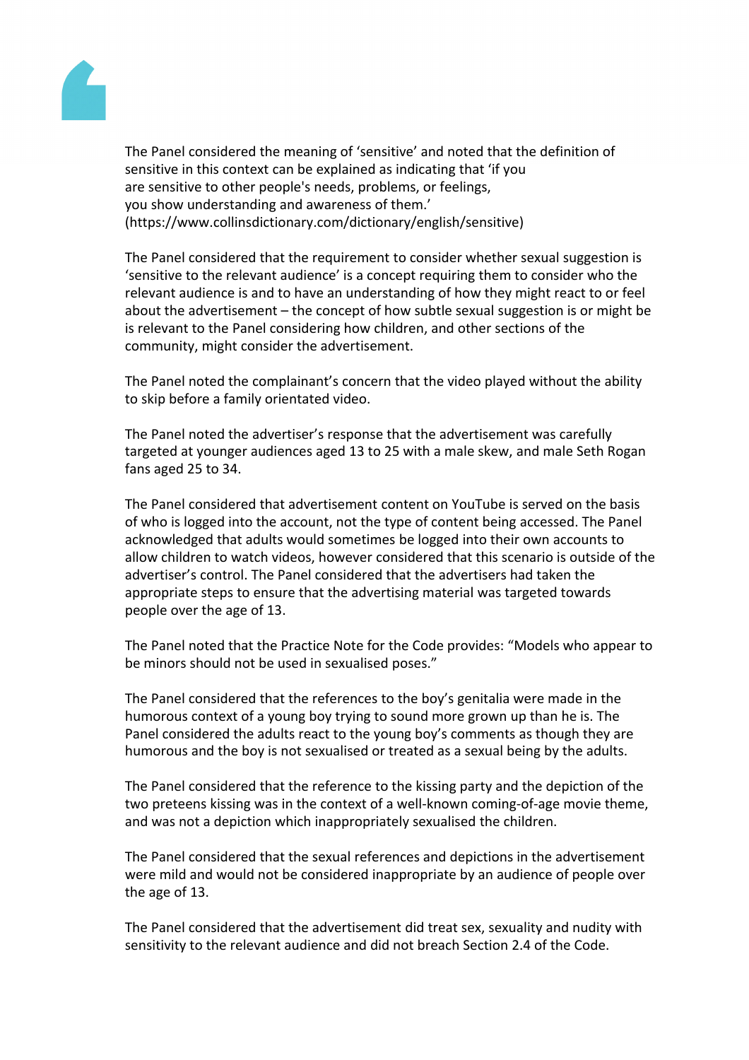The Panel considered the meaning of 'sensitive' and noted that the definition of sensitive in this context can be explained as indicating that 'if you are sensitive to other people's needs, problems, or feelings, you show understanding and awareness of them.' (https://www.collinsdictionary.com/dictionary/english/sensitive)

The Panel considered that the requirement to consider whether sexual suggestion is 'sensitive to the relevant audience' is a concept requiring them to consider who the relevant audience is and to have an understanding of how they might react to or feel about the advertisement – the concept of how subtle sexual suggestion is or might be is relevant to the Panel considering how children, and other sections of the community, might consider the advertisement.

The Panel noted the complainant's concern that the video played without the ability to skip before a family orientated video.

The Panel noted the advertiser's response that the advertisement was carefully targeted at younger audiences aged 13 to 25 with a male skew, and male Seth Rogan fans aged 25 to 34.

The Panel considered that advertisement content on YouTube is served on the basis of who is logged into the account, not the type of content being accessed. The Panel acknowledged that adults would sometimes be logged into their own accounts to allow children to watch videos, however considered that this scenario is outside of the advertiser's control. The Panel considered that the advertisers had taken the appropriate steps to ensure that the advertising material was targeted towards people over the age of 13.

The Panel noted that the Practice Note for the Code provides: "Models who appear to be minors should not be used in sexualised poses."

The Panel considered that the references to the boy's genitalia were made in the humorous context of a young boy trying to sound more grown up than he is. The Panel considered the adults react to the young boy's comments as though they are humorous and the boy is not sexualised or treated as a sexual being by the adults.

The Panel considered that the reference to the kissing party and the depiction of the two preteens kissing was in the context of a well-known coming-of-age movie theme, and was not a depiction which inappropriately sexualised the children.

The Panel considered that the sexual references and depictions in the advertisement were mild and would not be considered inappropriate by an audience of people over the age of 13.

The Panel considered that the advertisement did treat sex, sexuality and nudity with sensitivity to the relevant audience and did not breach Section 2.4 of the Code.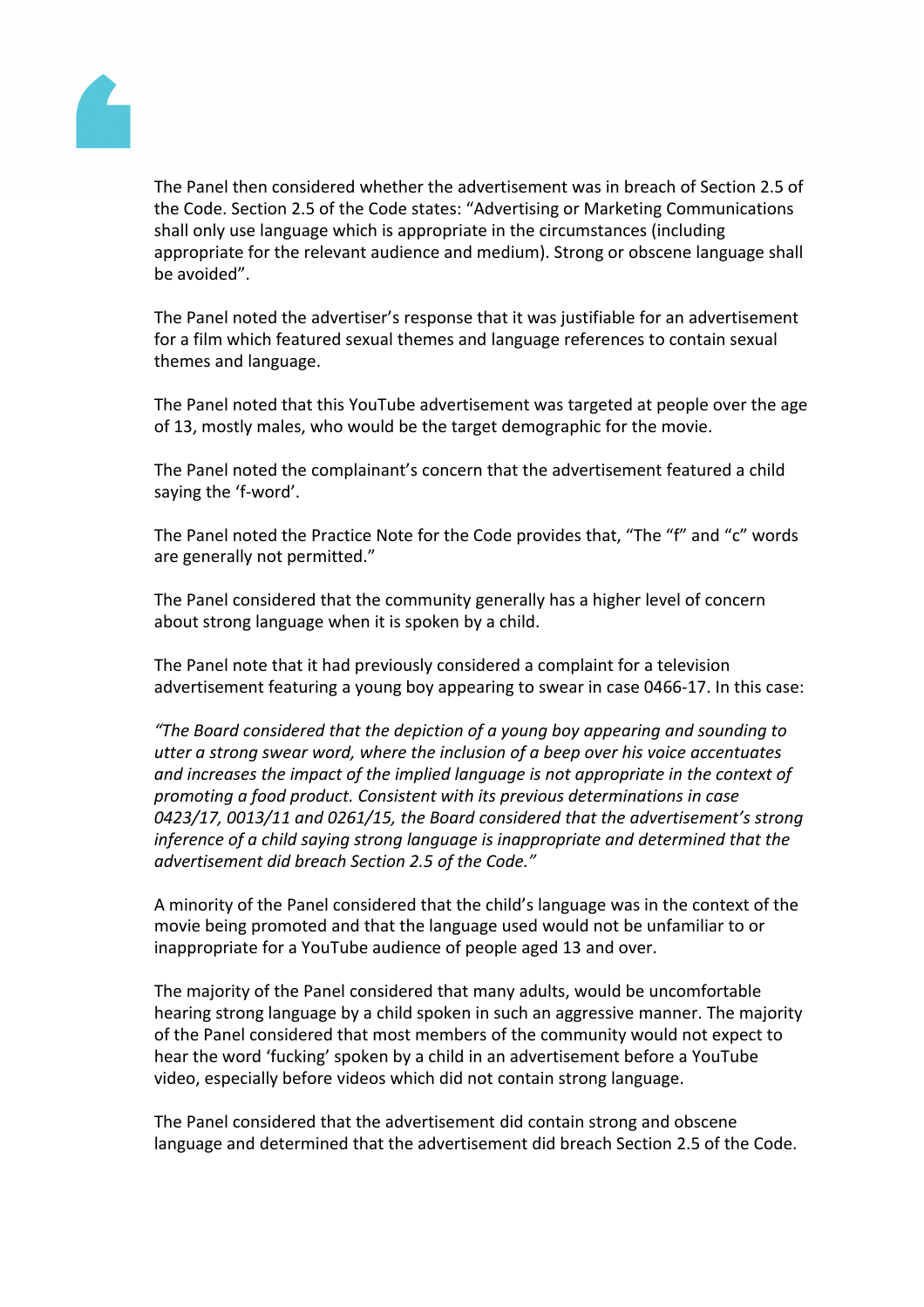The Panel then considered whether the advertisement was in breach of Section 2.5 of the Code. Section 2.5 of the Code states: "Advertising or Marketing Communications shall only use language which is appropriate in the circumstances (including appropriate for the relevant audience and medium). Strong or obscene language shall be avoided".

The Panel noted the advertiser's response that it was justifiable for an advertisement for a film which featured sexual themes and language references to contain sexual themes and language.

The Panel noted that this YouTube advertisement was targeted at people over the age of 13, mostly males, who would be the target demographic for the movie.

The Panel noted the complainant's concern that the advertisement featured a child saying the 'f-word'.

The Panel noted the Practice Note for the Code provides that, "The "f" and "c" words are generally not permitted."

The Panel considered that the community generally has a higher level of concern about strong language when it is spoken by a child.

The Panel note that it had previously considered a complaint for a television advertisement featuring a young boy appearing to swear in case 0466-17. In this case:

*"The Board considered that the depiction of a young boy appearing and sounding to utter a strong swear word, where the inclusion of a beep over his voice accentuates and increases the impact of the implied language is not appropriate in the context of promoting a food product. Consistent with its previous determinations in case 0423/17, 0013/11 and 0261/15, the Board considered that the advertisement's strong inference of a child saying strong language is inappropriate and determined that the advertisement did breach Section 2.5 of the Code."*

A minority of the Panel considered that the child's language was in the context of the movie being promoted and that the language used would not be unfamiliar to or inappropriate for a YouTube audience of people aged 13 and over.

The majority of the Panel considered that many adults, would be uncomfortable hearing strong language by a child spoken in such an aggressive manner. The majority of the Panel considered that most members of the community would not expect to hear the word 'fucking' spoken by a child in an advertisement before a YouTube video, especially before videos which did not contain strong language.

The Panel considered that the advertisement did contain strong and obscene language and determined that the advertisement did breach Section 2.5 of the Code.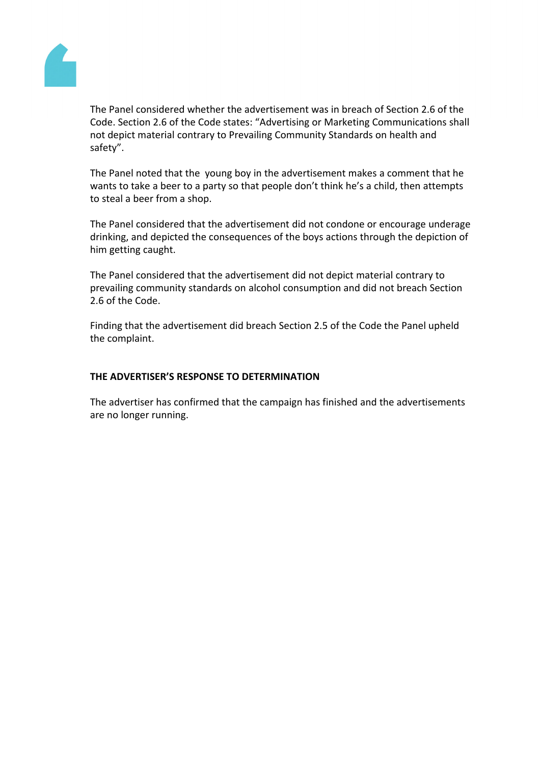The Panel considered whether the advertisement was in breach of Section 2.6 of the Code. Section 2.6 of the Code states: "Advertising or Marketing Communications shall not depict material contrary to Prevailing Community Standards on health and safety".

The Panel noted that the  young boy in the advertisement makes a comment that he wants to take a beer to a party so that people don't think he's a child, then attempts to steal a beer from a shop.

The Panel considered that the advertisement did not condone or encourage underage drinking, and depicted the consequences of the boys actions through the depiction of him getting caught.

The Panel considered that the advertisement did not depict material contrary to prevailing community standards on alcohol consumption and did not breach Section 2.6 of the Code.

Finding that the advertisement did breach Section 2.5 of the Code the Panel upheld the complaint.

**THE ADVERTISER'S RESPONSE TO DETERMINATION**

The advertiser has confirmed that the campaign has finished and the advertisements are no longer running.